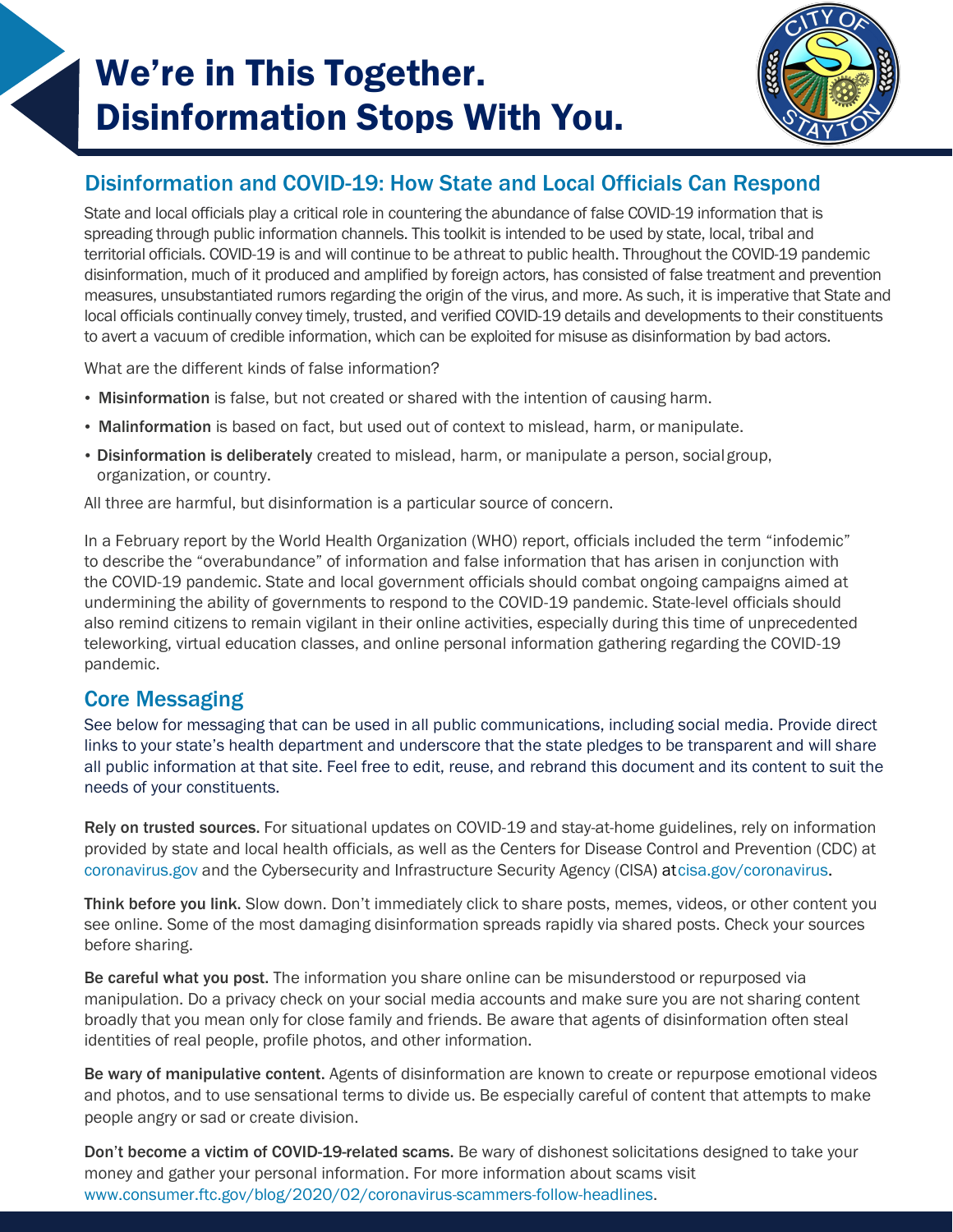# We're in This Together. Disinformation Stops With You.

## Disinformation and COVID-19: How State and Local Officials Can Respond

State and local officials play a critical role in countering the abundance of false COVID-19 information that is spreading through public information channels. This toolkit is intended to be used by state, local, tribal and territorial officials. COVID-19 is and will continue to be a threat to public health. Throughout the COVID-19 pandemic disinformation, much of it produced and amplified by foreign actors, has consisted of false treatment and prevention measures, unsubstantiated rumors regarding the origin of the virus, and more. As such, it is imperative that State and local officials continually convey timely, trusted, and verified COVID-19 details and developments to their constituents to avert a vacuum of credible information, which can be exploited for misuse as disinformation by bad actors.

What are the different kinds of false information?

- **Misinformation** is false, but not created or shared with the intention of causing harm.
- **Malinformation** is based on fact, but used out of context to mislead, harm, or manipulate.
- **Disinformation is deliberately** created to mislead, harm, or manipulate a person, social group, organization, or country.

All three are harmful, but disinformation is a particular source of concern.

In a February report by the World Health Organization (WHO) report, officials included the term "infodemic" to describe the "overabundance" of information and false information that has arisen in conjunction with the COVID-19 pandemic. State and local government officials should combat ongoing campaigns aimed at undermining the ability of governments to respond to the COVID-19 pandemic. State-level officials should also remind citizens to remain vigilant in their online activities, especially during this time of unprecedented teleworking, virtual education classes, and online personal information gathering regarding the COVID-19 pandemic.

## Core Messaging

See below for messaging that can be used in all public communications, including social media. Provide direct links to your state's health department and underscore that the state pledges to be transparent and will share all public information at that site. Feel free to edit, reuse, and rebrand this document and its content to suit the needs of your constituents.

**Rely on trusted sources.** For situational updates on COVID-19 and stay-at-home guidelines, rely on information provided by state and local health officials, as well as the Centers for Disease Control and Prevention (CDC) at coronavirus.gov and the Cybersecurity and Infrastructure Security Agency (CISA) at cisa.gov/coronavirus.

**Think before you link.** Slow down. Don't immediately click to share posts, memes, videos, or other content you see online. Some of the most damaging disinformation spreads rapidly via shared posts. Check your sources before sharing.

**Be careful what you post.** The information you share online can be misunderstood or repurposed via manipulation. Do a privacy check on your social media accounts and make sure you are not sharing content broadly that you mean only for close family and friends. Be aware that agents of disinformation often steal identities of real people, profile photos, and other information.

**Be wary of manipulative content.** Agents of disinformation are known to create or repurpose emotional videos and photos, and to use sensational terms to divide us. Be especially careful of content that attempts to make people angry or sad or create division.

**Don't become a victim of COVID-19-related scams.** Be wary of dishonest solicitations designed to take your money and gather your personal information. For more information about scams visit www.consumer.ftc.gov/blog/2020/02/coronavirus-scammers-follow-headlines.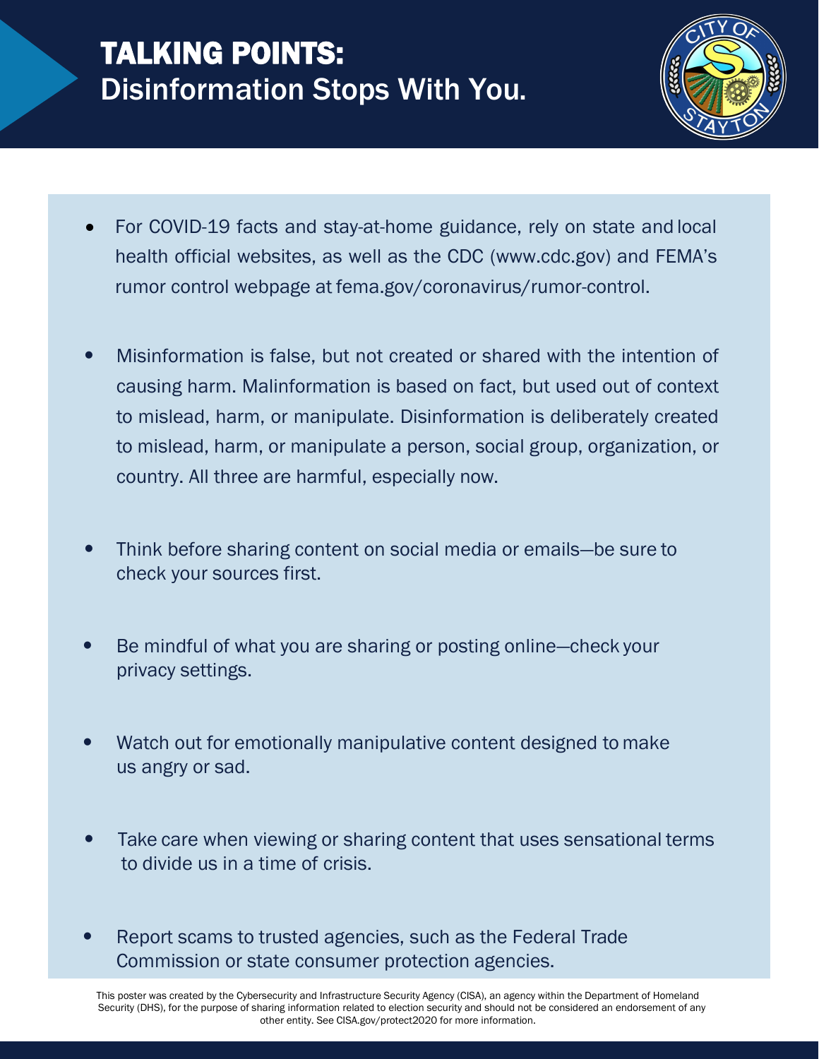# TALKING POINTS:
## Disinformation Stops With You.

- For COVID-19 facts and stay-at-home guidance, rely on state and local health official websites, as well as the CDC (www.cdc.gov) and FEMA's rumor control webpage at fema.gov/coronavirus/rumor-control.
- Misinformation is false, but not created or shared with the intention of causing harm. Malinformation is based on fact, but used out of context to mislead, harm, or manipulate. Disinformation is deliberately created to mislead, harm, or manipulate a person, social group, organization, or country. All three are harmful, especially now.
- Think before sharing content on social media or emails—be sure to check your sources first.
- Be mindful of what you are sharing or posting online—check your privacy settings.
- Watch out for emotionally manipulative content designed to make us angry or sad.
- Take care when viewing or sharing content that uses sensational terms to divide us in a time of crisis.
- Report scams to trusted agencies, such as the Federal Trade Commission or state consumer protection agencies.

This poster was created by the Cybersecurity and Infrastructure Security Agency (CISA), an agency within the Department of Homeland Security (DHS), for the purpose of sharing information related to election security and should not be considered an endorsement of any other entity. See CISA.gov/protect2020 for more information.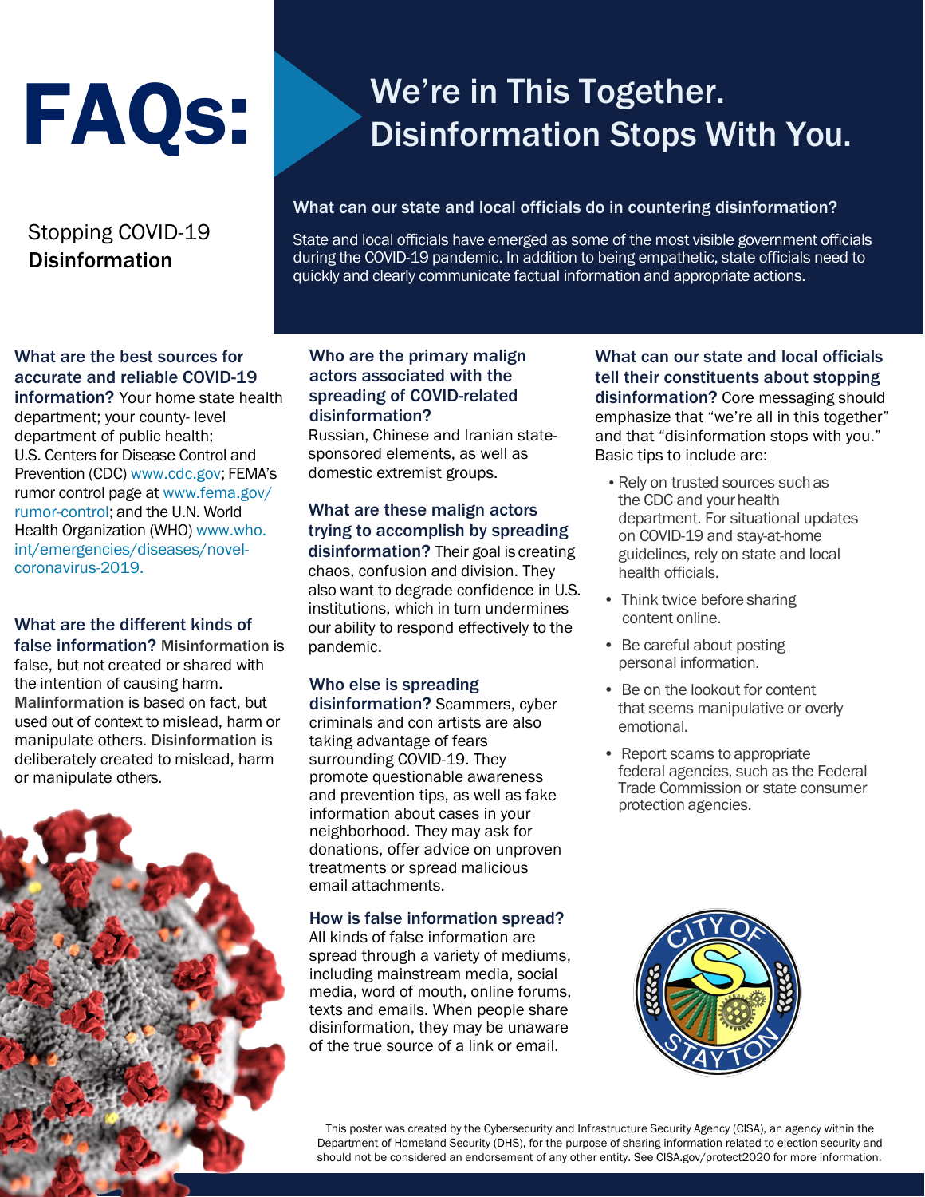# FAQs:

Stopping COVID-19
**Disinformation**

## We're in This Together. Disinformation Stops With You.

### What can our state and local officials do in countering disinformation?

State and local officials have emerged as some of the most visible government officials during the COVID-19 pandemic. In addition to being empathetic, state officials need to quickly and clearly communicate factual information and appropriate actions.

**What are the best sources for accurate and reliable COVID-19 information?** Your home state health department; your county- level department of public health; U.S. Centers for Disease Control and Prevention (CDC) www.cdc.gov; FEMA's rumor control page at www.fema.gov/rumor-control; and the U.N. World Health Organization (WHO) www.who.int/emergencies/diseases/novel-coronavirus-2019.

**What are the different kinds of false information?** **Misinformation** is false, but not created or shared with the intention of causing harm. **Malinformation** is based on fact, but used out of context to mislead, harm or manipulate others. **Disinformation** is deliberately created to mislead, harm or manipulate others.

**Who are the primary malign actors associated with the spreading of COVID-related disinformation?**
Russian, Chinese and Iranian state-sponsored elements, as well as domestic extremist groups.

**What are these malign actors trying to accomplish by spreading disinformation?** Their goal is creating chaos, confusion and division. They also want to degrade confidence in U.S. institutions, which in turn undermines our ability to respond effectively to the pandemic.

**Who else is spreading disinformation?** Scammers, cyber criminals and con artists are also taking advantage of fears surrounding COVID-19. They promote questionable awareness and prevention tips, as well as fake information about cases in your neighborhood. They may ask for donations, offer advice on unproven treatments or spread malicious email attachments.

**How is false information spread?**
All kinds of false information are spread through a variety of mediums, including mainstream media, social media, word of mouth, online forums, texts and emails. When people share disinformation, they may be unaware of the true source of a link or email.

**What can our state and local officials tell their constituents about stopping disinformation?** Core messaging should emphasize that "we're all in this together" and that "disinformation stops with you." Basic tips to include are:

- Rely on trusted sources such as the CDC and your health department. For situational updates on COVID-19 and stay-at-home guidelines, rely on state and local health officials.
- Think twice before sharing content online.
- Be careful about posting personal information.
- Be on the lookout for content that seems manipulative or overly emotional.
- Report scams to appropriate federal agencies, such as the Federal Trade Commission or state consumer protection agencies.

CITY OF STAYTON

This poster was created by the Cybersecurity and Infrastructure Security Agency (CISA), an agency within the Department of Homeland Security (DHS), for the purpose of sharing information related to election security and should not be considered an endorsement of any other entity. See CISA.gov/protect2020 for more information.